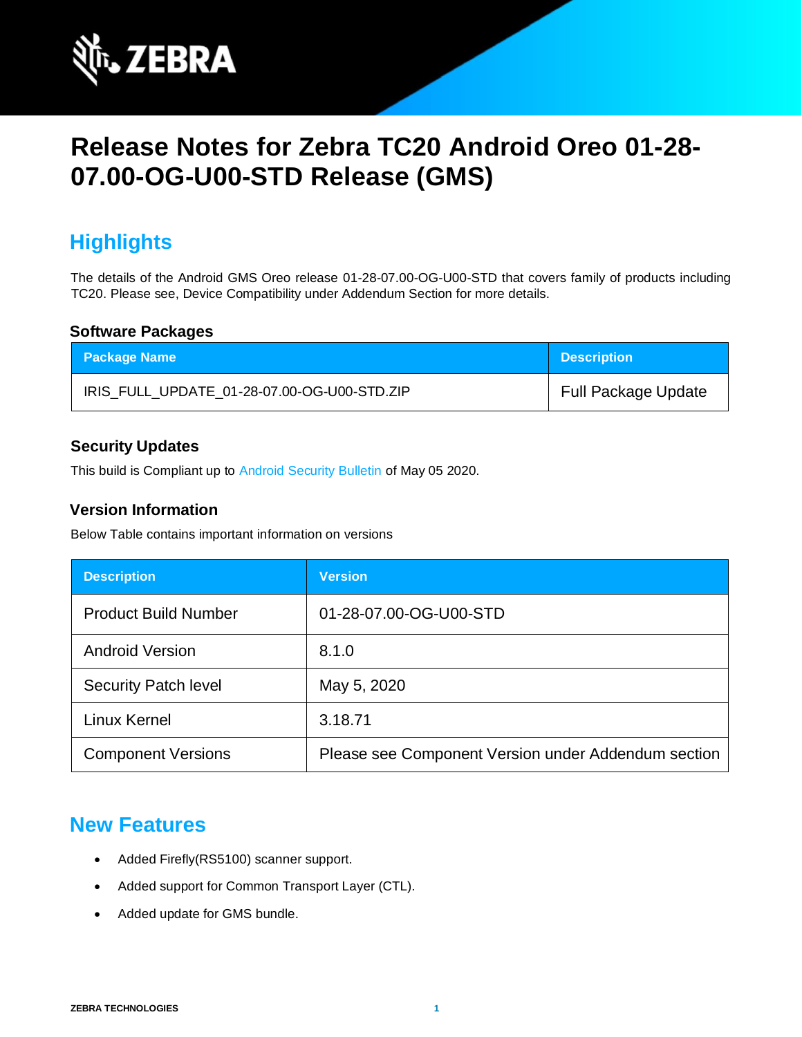# Release Notes for Zebra TC20 Android Oreo 01-28-07.00-OG-U00-STD Release (GMS)

## Highlights

The details of the Android GMS Oreo release 01-28-07.00-OG-U00-STD that covers family of products including TC20. Please see, Device Compatibility under Addendum Section for more details.

### Software Packages

| Package Name | Description |
| --- | --- |
| IRIS_FULL_UPDATE_01-28-07.00-OG-U00-STD.ZIP | Full Package Update |

### Security Updates

This build is Compliant up to Android Security Bulletin of May 05 2020.

### Version Information

Below Table contains important information on versions

| Description | Version |
| --- | --- |
| Product Build Number | 01-28-07.00-OG-U00-STD |
| Android Version | 8.1.0 |
| Security Patch level | May 5, 2020 |
| Linux Kernel | 3.18.71 |
| Component Versions | Please see Component Version under Addendum section |

## New Features

- Added Firefly(RS5100) scanner support.
- Added support for Common Transport Layer (CTL).
- Added update for GMS bundle.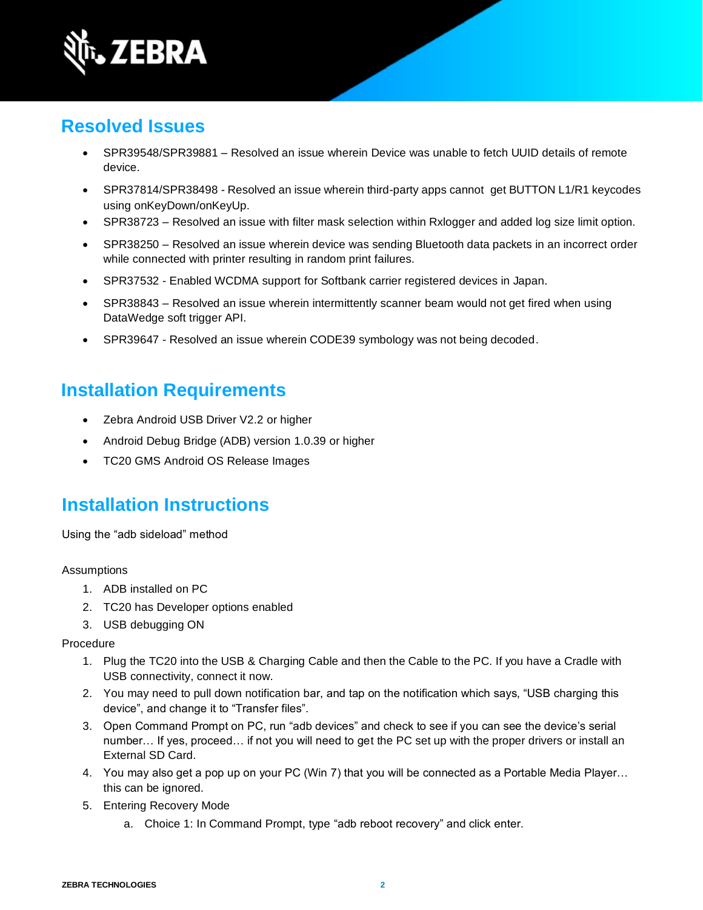## Resolved Issues

- SPR39548/SPR39881 – Resolved an issue wherein Device was unable to fetch UUID details of remote device.
- SPR37814/SPR38498 - Resolved an issue wherein third-party apps cannot get BUTTON L1/R1 keycodes using onKeyDown/onKeyUp.
- SPR38723 – Resolved an issue with filter mask selection within Rxlogger and added log size limit option.
- SPR38250 – Resolved an issue wherein device was sending Bluetooth data packets in an incorrect order while connected with printer resulting in random print failures.
- SPR37532 - Enabled WCDMA support for Softbank carrier registered devices in Japan.
- SPR38843 – Resolved an issue wherein intermittently scanner beam would not get fired when using DataWedge soft trigger API.
- SPR39647 - Resolved an issue wherein CODE39 symbology was not being decoded.

## Installation Requirements

- Zebra Android USB Driver V2.2 or higher
- Android Debug Bridge (ADB) version 1.0.39 or higher
- TC20 GMS Android OS Release Images

## Installation Instructions

Using the "adb sideload" method

Assumptions

1. ADB installed on PC
2. TC20 has Developer options enabled
3. USB debugging ON

Procedure

1. Plug the TC20 into the USB & Charging Cable and then the Cable to the PC. If you have a Cradle with USB connectivity, connect it now.
2. You may need to pull down notification bar, and tap on the notification which says, "USB charging this device", and change it to "Transfer files".
3. Open Command Prompt on PC, run "adb devices" and check to see if you can see the device's serial number… If yes, proceed… if not you will need to get the PC set up with the proper drivers or install an External SD Card.
4. You may also get a pop up on your PC (Win 7) that you will be connected as a Portable Media Player… this can be ignored.
5. Entering Recovery Mode
   a. Choice 1: In Command Prompt, type "adb reboot recovery" and click enter.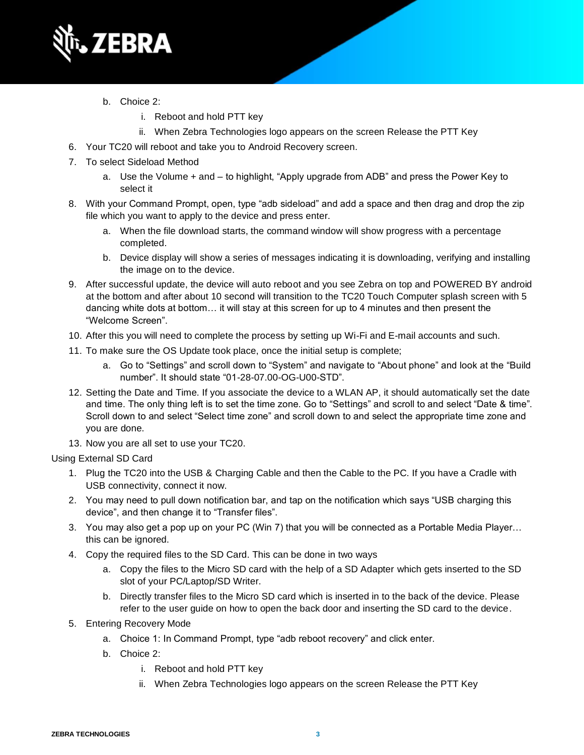b. Choice 2:
      i. Reboot and hold PTT key
      ii. When Zebra Technologies logo appears on the screen Release the PTT Key
6. Your TC20 will reboot and take you to Android Recovery screen.
7. To select Sideload Method
   a. Use the Volume + and – to highlight, “Apply upgrade from ADB” and press the Power Key to select it
8. With your Command Prompt, open, type “adb sideload” and add a space and then drag and drop the zip file which you want to apply to the device and press enter.
   a. When the file download starts, the command window will show progress with a percentage completed.
   b. Device display will show a series of messages indicating it is downloading, verifying and installing the image on to the device.
9. After successful update, the device will auto reboot and you see Zebra on top and POWERED BY android at the bottom and after about 10 second will transition to the TC20 Touch Computer splash screen with 5 dancing white dots at bottom… it will stay at this screen for up to 4 minutes and then present the “Welcome Screen”.
10. After this you will need to complete the process by setting up Wi-Fi and E-mail accounts and such.
11. To make sure the OS Update took place, once the initial setup is complete;
    a. Go to “Settings” and scroll down to “System” and navigate to “About phone” and look at the “Build number”. It should state “01-28-07.00-OG-U00-STD”.
12. Setting the Date and Time. If you associate the device to a WLAN AP, it should automatically set the date and time. The only thing left is to set the time zone. Go to “Settings” and scroll to and select “Date & time”. Scroll down to and select “Select time zone” and scroll down to and select the appropriate time zone and you are done.
13. Now you are all set to use your TC20.

Using External SD Card

1. Plug the TC20 into the USB & Charging Cable and then the Cable to the PC. If you have a Cradle with USB connectivity, connect it now.
2. You may need to pull down notification bar, and tap on the notification which says “USB charging this device”, and then change it to “Transfer files”.
3. You may also get a pop up on your PC (Win 7) that you will be connected as a Portable Media Player… this can be ignored.
4. Copy the required files to the SD Card. This can be done in two ways
   a. Copy the files to the Micro SD card with the help of a SD Adapter which gets inserted to the SD slot of your PC/Laptop/SD Writer.
   b. Directly transfer files to the Micro SD card which is inserted in to the back of the device. Please refer to the user guide on how to open the back door and inserting the SD card to the device.
5. Entering Recovery Mode
   a. Choice 1: In Command Prompt, type “adb reboot recovery” and click enter.
   b. Choice 2:
      i. Reboot and hold PTT key
      ii. When Zebra Technologies logo appears on the screen Release the PTT Key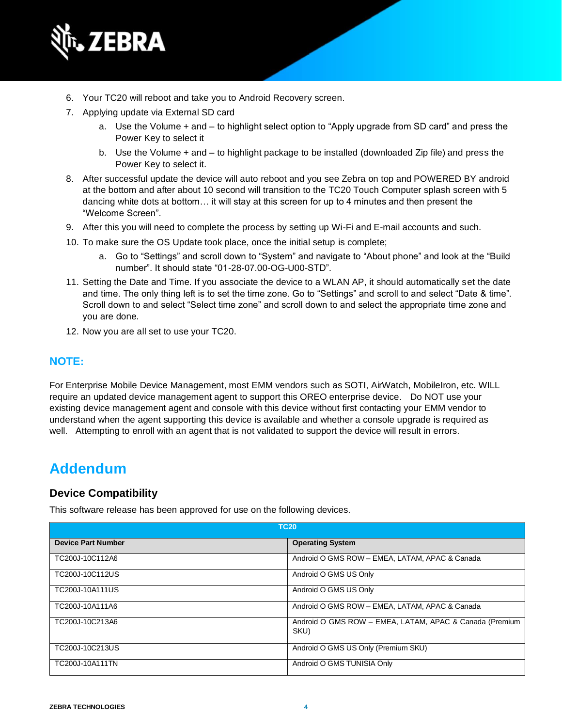6. Your TC20 will reboot and take you to Android Recovery screen.
7. Applying update via External SD card
    a. Use the Volume + and – to highlight select option to “Apply upgrade from SD card” and press the Power Key to select it
    b. Use the Volume + and – to highlight package to be installed (downloaded Zip file) and press the Power Key to select it.
8. After successful update the device will auto reboot and you see Zebra on top and POWERED BY android at the bottom and after about 10 second will transition to the TC20 Touch Computer splash screen with 5 dancing white dots at bottom… it will stay at this screen for up to 4 minutes and then present the “Welcome Screen”.
9. After this you will need to complete the process by setting up Wi-Fi and E-mail accounts and such.
10. To make sure the OS Update took place, once the initial setup is complete;
    a. Go to “Settings” and scroll down to “System” and navigate to “About phone” and look at the “Build number”. It should state “01-28-07.00-OG-U00-STD”.
11. Setting the Date and Time. If you associate the device to a WLAN AP, it should automatically set the date and time. The only thing left is to set the time zone. Go to “Settings” and scroll to and select “Date & time”. Scroll down to and select “Select time zone” and scroll down to and select the appropriate time zone and you are done.
12. Now you are all set to use your TC20.

## NOTE:

For Enterprise Mobile Device Management, most EMM vendors such as SOTI, AirWatch, MobileIron, etc. WILL require an updated device management agent to support this OREO enterprise device. Do NOT use your existing device management agent and console with this device without first contacting your EMM vendor to understand when the agent supporting this device is available and whether a console upgrade is required as well. Attempting to enroll with an agent that is not validated to support the device will result in errors.

# Addendum

### Device Compatibility

This software release has been approved for use on the following devices.

| TC20 | |
|---|---|
| **Device Part Number** | **Operating System** |
| TC200J-10C112A6 | Android O GMS ROW – EMEA, LATAM, APAC & Canada |
| TC200J-10C112US | Android O GMS US Only |
| TC200J-10A111US | Android O GMS US Only |
| TC200J-10A111A6 | Android O GMS ROW – EMEA, LATAM, APAC & Canada |
| TC200J-10C213A6 | Android O GMS ROW – EMEA, LATAM, APAC & Canada (Premium SKU) |
| TC200J-10C213US | Android O GMS US Only (Premium SKU) |
| TC200J-10A111TN | Android O GMS TUNISIA Only |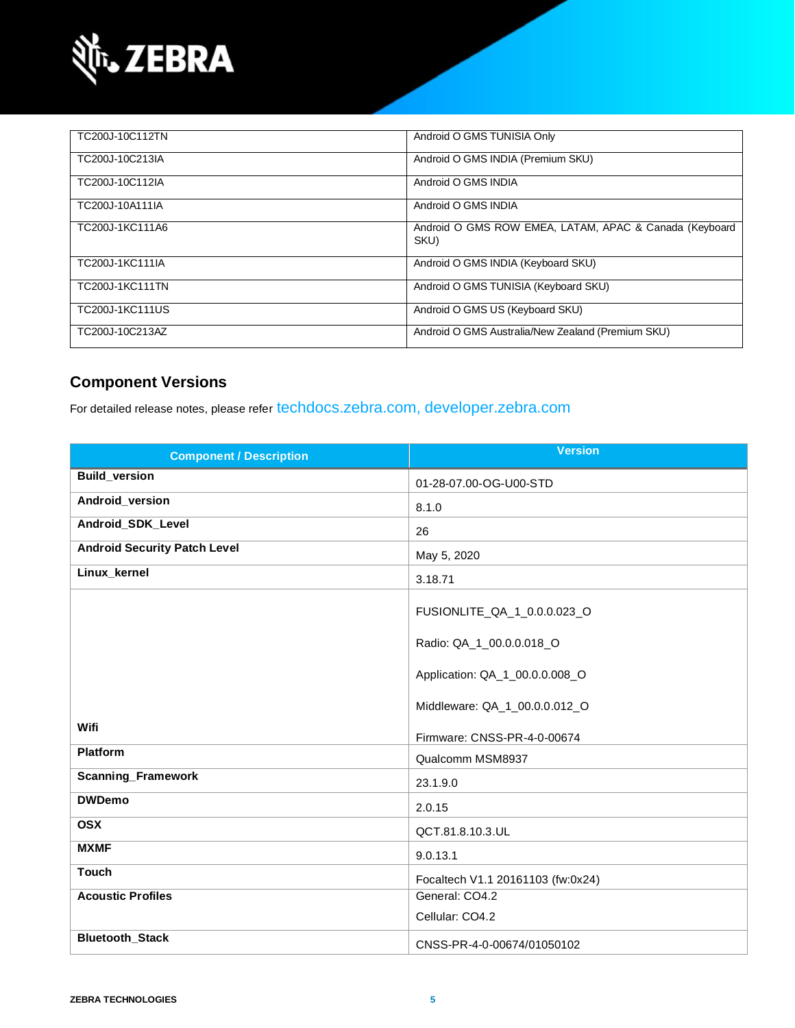| | |
|---|---|
| TC200J-10C112TN | Android O GMS TUNISIA Only |
| TC200J-10C213IA | Android O GMS INDIA (Premium SKU) |
| TC200J-10C112IA | Android O GMS INDIA |
| TC200J-10A111IA | Android O GMS INDIA |
| TC200J-1KC111A6 | Android O GMS ROW EMEA, LATAM, APAC & Canada (Keyboard SKU) |
| TC200J-1KC111IA | Android O GMS INDIA (Keyboard SKU) |
| TC200J-1KC111TN | Android O GMS TUNISIA (Keyboard SKU) |
| TC200J-1KC111US | Android O GMS US (Keyboard SKU) |
| TC200J-10C213AZ | Android O GMS Australia/New Zealand (Premium SKU) |

## Component Versions

For detailed release notes, please refer techdocs.zebra.com, developer.zebra.com

| Component / Description | Version |
|---|---|
| **Build_version** | 01-28-07.00-OG-U00-STD |
| **Android_version** | 8.1.0 |
| **Android_SDK_Level** | 26 |
| **Android Security Patch Level** | May 5, 2020 |
| **Linux_kernel** | 3.18.71 |
| **Wifi** | FUSIONLITE_QA_1_0.0.0.023_O<br><br>Radio: QA_1_00.0.0.018_O<br><br>Application: QA_1_00.0.0.008_O<br><br>Middleware: QA_1_00.0.0.012_O<br><br>Firmware: CNSS-PR-4-0-00674 |
| **Platform** | Qualcomm MSM8937 |
| **Scanning_Framework** | 23.1.9.0 |
| **DWDemo** | 2.0.15 |
| **OSX** | QCT.81.8.10.3.UL |
| **MXMF** | 9.0.13.1 |
| **Touch** | Focaltech V1.1 20161103 (fw:0x24) |
| **Acoustic Profiles** | General: CO4.2<br><br>Cellular: CO4.2 |
| **Bluetooth_Stack** | CNSS-PR-4-0-00674/01050102 |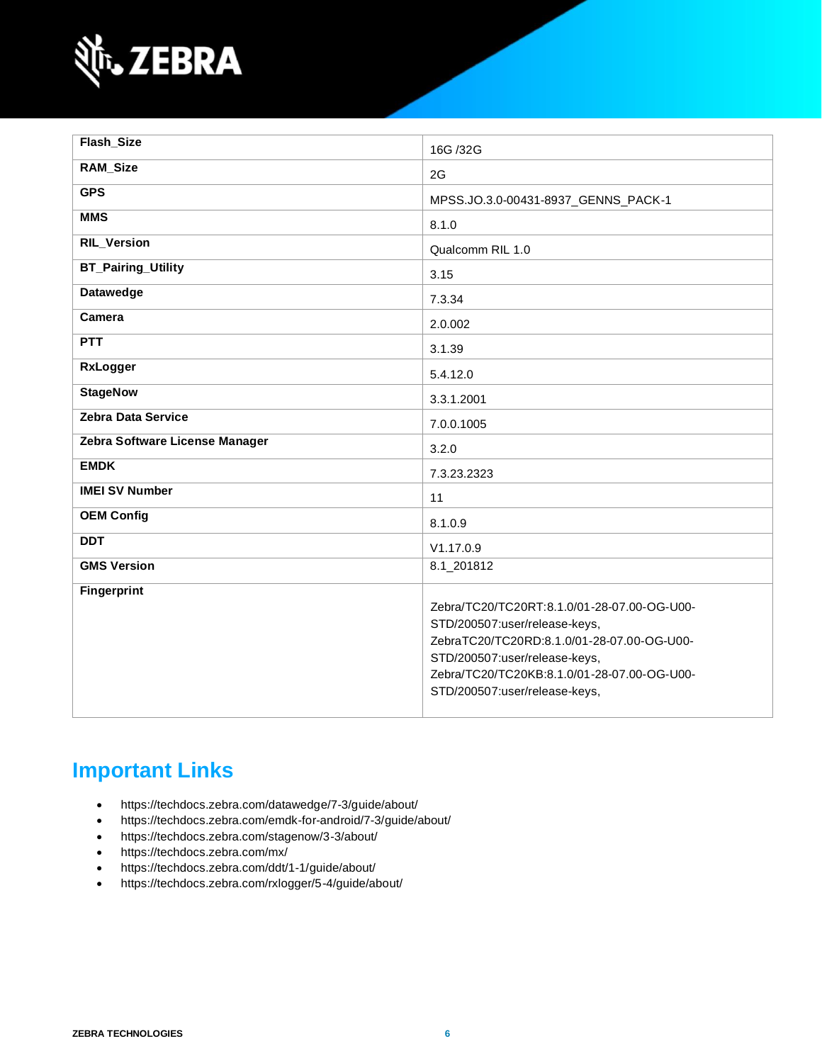| Flash_Size | 16G /32G |
|---|---|
| RAM_Size | 2G |
| GPS | MPSS.JO.3.0-00431-8937_GENNS_PACK-1 |
| MMS | 8.1.0 |
| RIL_Version | Qualcomm RIL 1.0 |
| BT_Pairing_Utility | 3.15 |
| Datawedge | 7.3.34 |
| Camera | 2.0.002 |
| PTT | 3.1.39 |
| RxLogger | 5.4.12.0 |
| StageNow | 3.3.1.2001 |
| Zebra Data Service | 7.0.0.1005 |
| Zebra Software License Manager | 3.2.0 |
| EMDK | 7.3.23.2323 |
| IMEI SV Number | 11 |
| OEM Config | 8.1.0.9 |
| DDT | V1.17.0.9 |
| GMS Version | 8.1_201812 |
| Fingerprint | Zebra/TC20/TC20RT:8.1.0/01-28-07.00-OG-U00-STD/200507:user/release-keys, ZebraTC20/TC20RD:8.1.0/01-28-07.00-OG-U00-STD/200507:user/release-keys, Zebra/TC20/TC20KB:8.1.0/01-28-07.00-OG-U00-STD/200507:user/release-keys, |

## Important Links

- https://techdocs.zebra.com/datawedge/7-3/guide/about/
- https://techdocs.zebra.com/emdk-for-android/7-3/guide/about/
- https://techdocs.zebra.com/stagenow/3-3/about/
- https://techdocs.zebra.com/mx/
- https://techdocs.zebra.com/ddt/1-1/guide/about/
- https://techdocs.zebra.com/rxlogger/5-4/guide/about/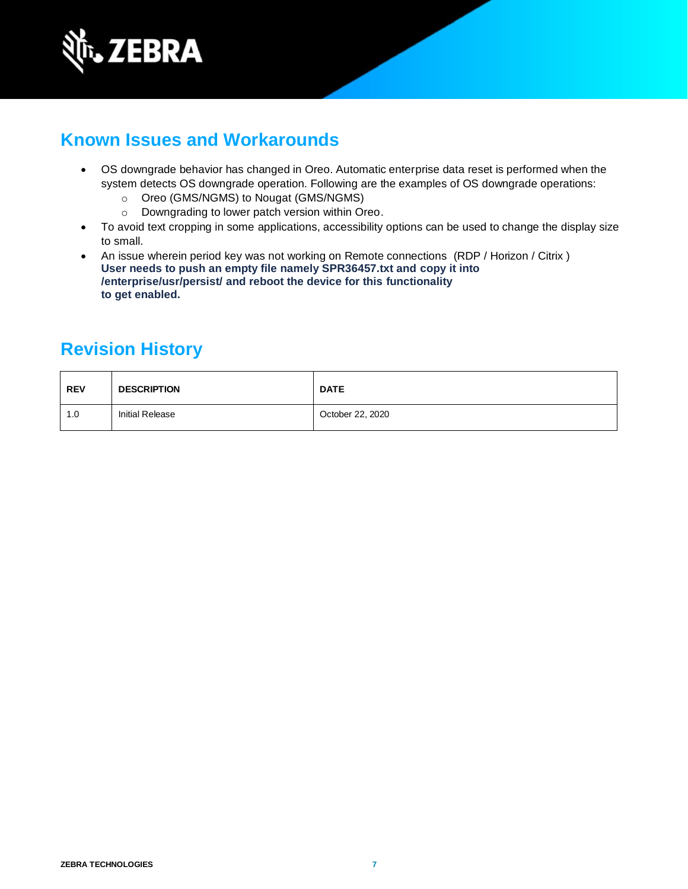## Known Issues and Workarounds

- OS downgrade behavior has changed in Oreo. Automatic enterprise data reset is performed when the system detects OS downgrade operation. Following are the examples of OS downgrade operations:
  - Oreo (GMS/NGMS) to Nougat (GMS/NGMS)
  - Downgrading to lower patch version within Oreo.
- To avoid text cropping in some applications, accessibility options can be used to change the display size to small.
- An issue wherein period key was not working on Remote connections (RDP / Horizon / Citrix )
  **User needs to push an empty file namely SPR36457.txt and copy it into /enterprise/usr/persist/ and reboot the device for this functionality to get enabled.**

## Revision History

| REV | DESCRIPTION | DATE |
| --- | --- | --- |
| 1.0 | Initial Release | October 22, 2020 |